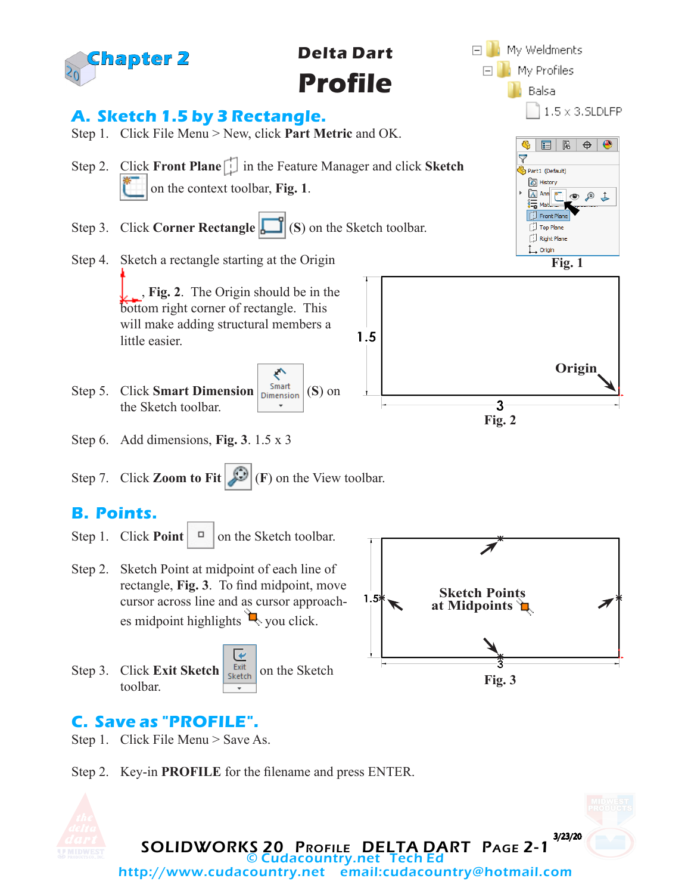# Chapter 2

## Delta Dart
# Profile

## A. Sketch 1.5 by 3 Rectangle.

Step 1. Click File Menu > New, click **Part Metric** and OK.

Step 2. Click **Front Plane** in the Feature Manager and click **Sketch** on the context toolbar, **Fig. 1**.

Step 3. Click **Corner Rectangle** (**S**) on the Sketch toolbar.

Step 4. Sketch a rectangle starting at the Origin, **Fig. 2**. The Origin should be in the bottom right corner of rectangle. This will make adding structural members a little easier.

Step 5. Click **Smart Dimension** (**S**) on the Sketch toolbar.

Step 6. Add dimensions, **Fig. 3**. 1.5 x 3

Step 7. Click **Zoom to Fit** (**F**) on the View toolbar.

**Fig. 1**

1.5

Origin

3

**Fig. 2**

## B. Points.

Step 1. Click **Point** on the Sketch toolbar.

Step 2. Sketch Point at midpoint of each line of rectangle, **Fig. 3**. To find midpoint, move cursor across line and as cursor approaches midpoint highlights you click.

Step 3. Click **Exit Sketch** on the Sketch toolbar.

**Sketch Points at Midpoints**

1.5

3

**Fig. 3**

## C. Save as "PROFILE".

Step 1. Click File Menu > Save As.

Step 2. Key-in **PROFILE** for the filename and press ENTER.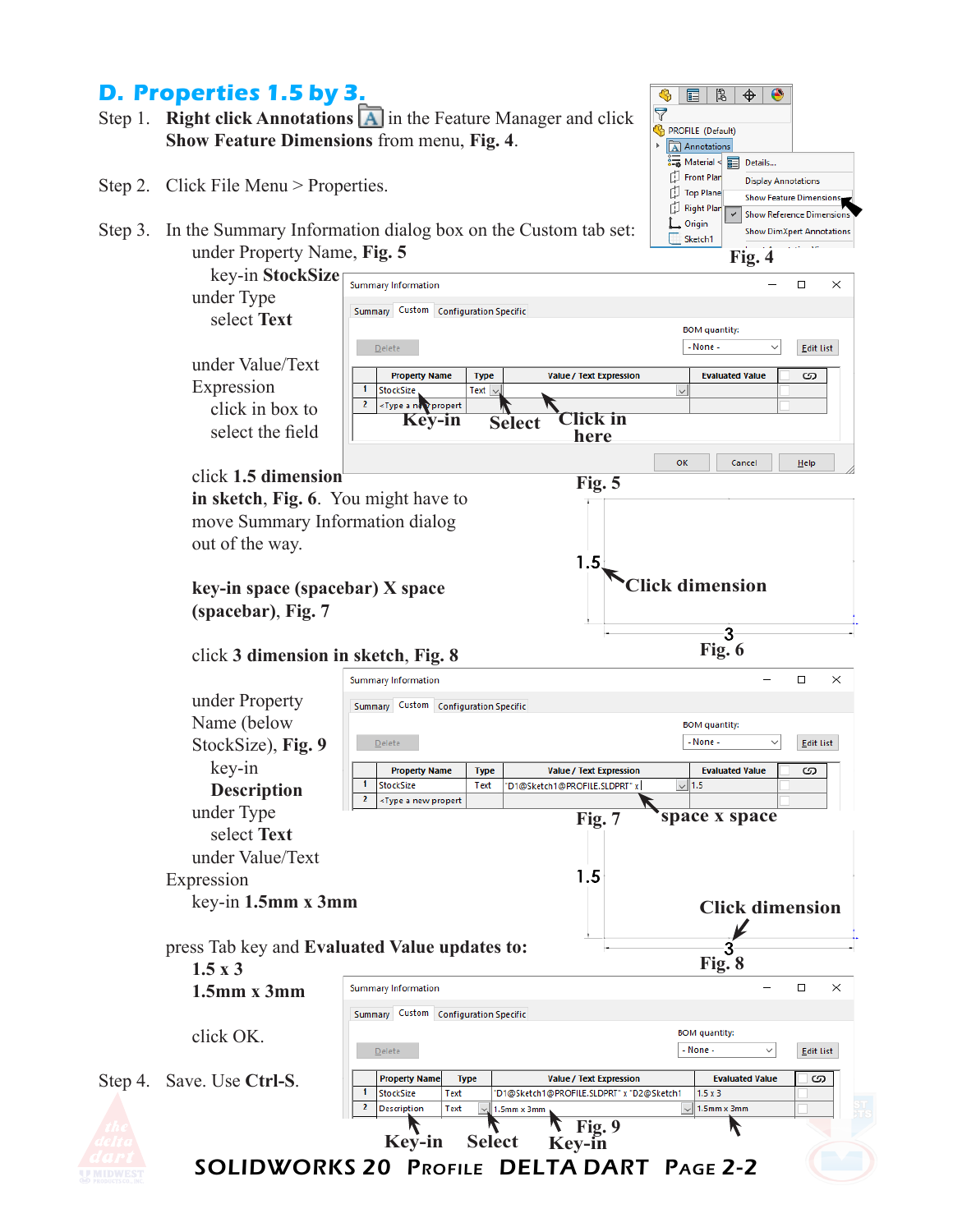## D. Properties 1.5 by 3.

Step 1. **Right click Annotations** in the Feature Manager and click **Show Feature Dimensions** from menu, **Fig. 4**.

Step 2. Click File Menu > Properties.

Step 3. In the Summary Information dialog box on the Custom tab set:

under Property Name, **Fig. 5**

key-in **StockSize**

under Type

select **Text**

under Value/Text Expression

click in box to select the field

click **1.5 dimension in sketch**, **Fig. 6**. You might have to move Summary Information dialog out of the way.

**key-in space (spacebar) X space (spacebar)**, **Fig. 7**

click **3 dimension in sketch, Fig. 8**

under Property Name (below StockSize), **Fig. 9**

key-in **Description**

under Type

select **Text**

under Value/Text Expression

key-in **1.5mm x 3mm**

press Tab key and **Evaluated Value updates to:**

**1.5 x 3**

**1.5mm x 3mm**

click OK.

Step 4. Save. Use **Ctrl-S**.

Fig. 4

Fig. 5

Fig. 6

Fig. 7

Fig. 8

Fig. 9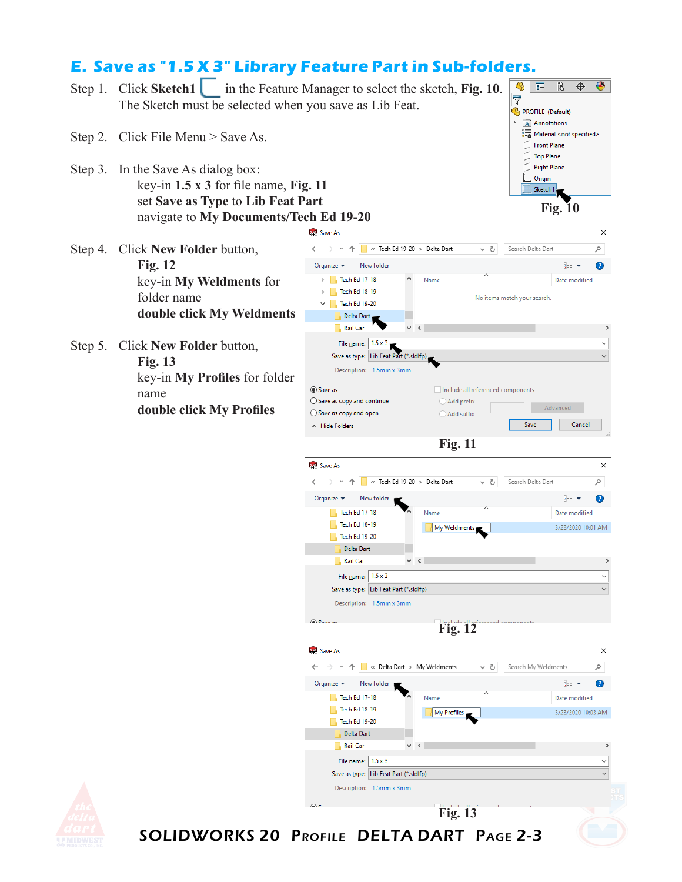## E. Save as "1.5 X 3" Library Feature Part in Sub-folders.

Step 1. Click **Sketch1** in the Feature Manager to select the sketch, **Fig. 10**. The Sketch must be selected when you save as Lib Feat.

Step 2. Click File Menu > Save As.

Step 3. In the Save As dialog box:
key-in **1.5 x 3** for file name, **Fig. 11**
set **Save as Type** to **Lib Feat Part**
navigate to **My Documents/Tech Ed 19-20**

Step 4. Click **New Folder** button, **Fig. 12**
key-in **My Weldments** for folder name
**double click My Weldments**

Step 5. Click **New Folder** button, **Fig. 13**
key-in **My Profiles** for folder name
**double click My Profiles**

Fig. 10

Fig. 11

Fig. 12

Fig. 13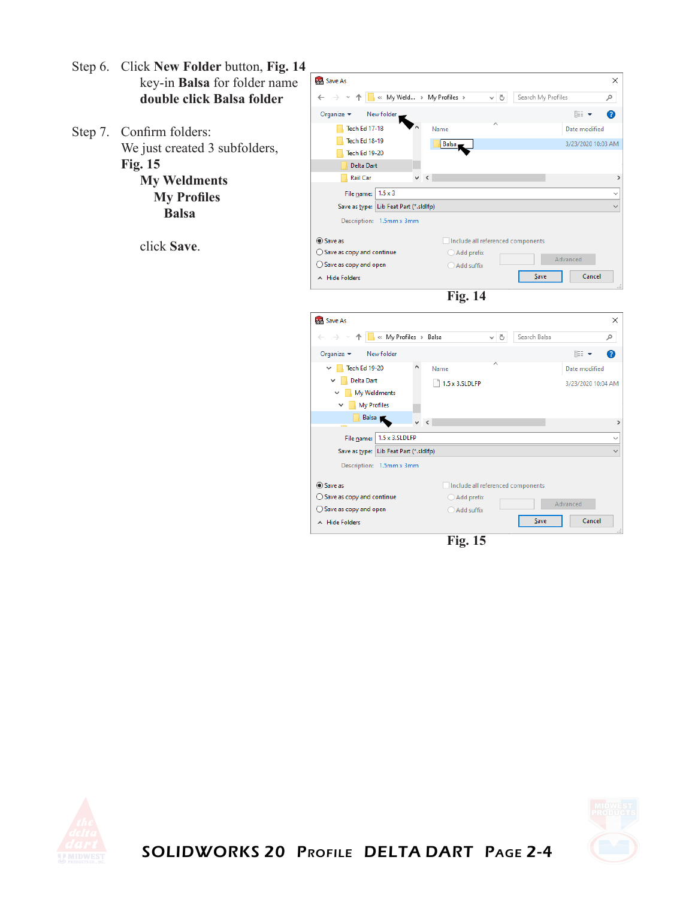Step 6. Click **New Folder** button, **Fig. 14**
key-in **Balsa** for folder name
**double click Balsa folder**

Step 7. Confirm folders:
We just created 3 subfolders,
**Fig. 15**

**My Weldments**
**My Profiles**
**Balsa**

click **Save**.

**Fig. 14**

**Fig. 15**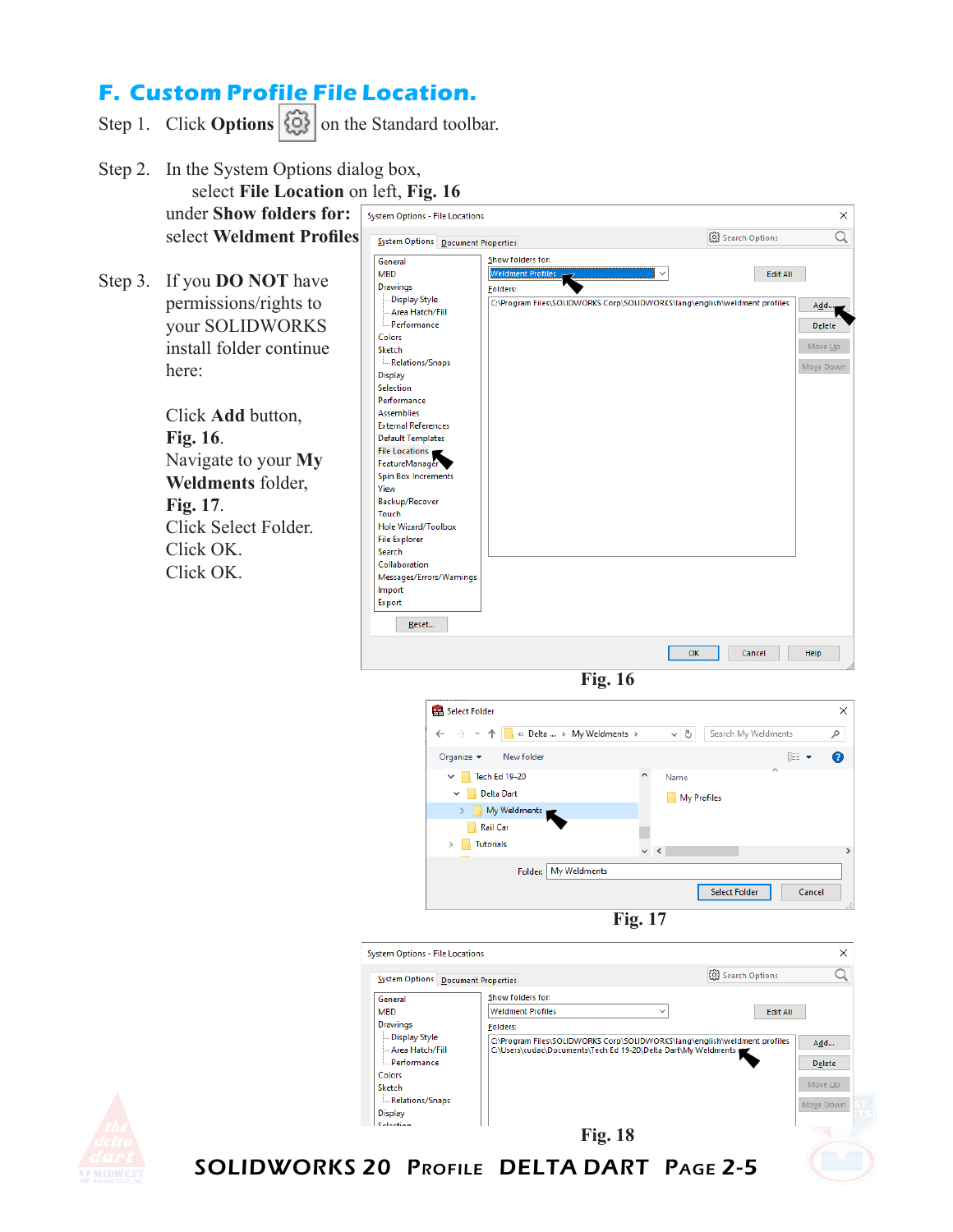## F. Custom Profile File Location.

Step 1. Click **Options** on the Standard toolbar.

Step 2. In the System Options dialog box, select **File Location** on left, **Fig. 16** under **Show folders for:** select **Weldment Profiles**

Step 3. If you **DO NOT** have permissions/rights to your SOLIDWORKS install folder continue here:

Click **Add** button, **Fig. 16**.
Navigate to your **My Weldments** folder, **Fig. 17**.
Click Select Folder.
Click OK.
Click OK.

**Fig. 16**

**Fig. 17**

**Fig. 18**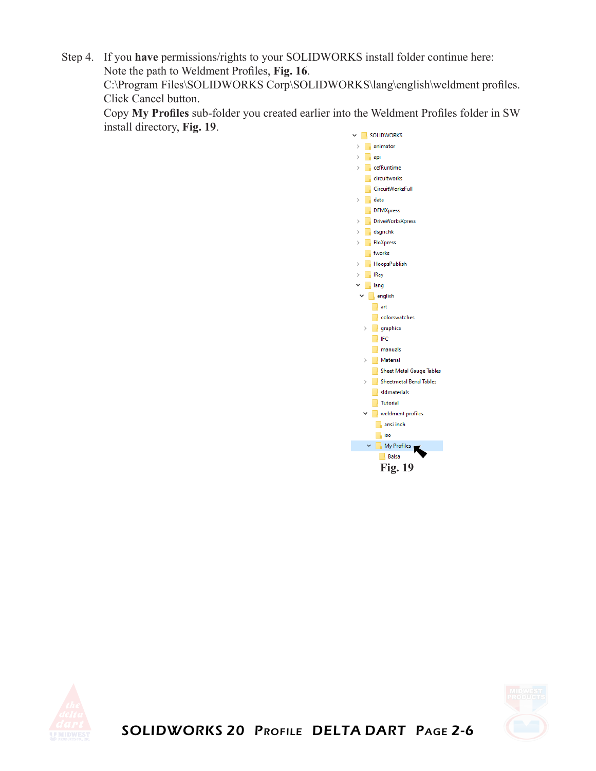Step 4. If you **have** permissions/rights to your SOLIDWORKS install folder continue here:
Note the path to Weldment Profiles, **Fig. 16**.
C:\Program Files\SOLIDWORKS Corp\SOLIDWORKS\lang\english\weldment profiles.
Click Cancel button.
Copy **My Profiles** sub-folder you created earlier into the Weldment Profiles folder in SW install directory, **Fig. 19**.

- SOLIDWORKS
  - animator
  - api
  - cefRuntime
  - circuitworks
  - CircuitWorksFull
  - data
  - DFMXpress
  - DriveWorksXpress
  - dsgnchk
  - FloXpress
  - fworks
  - HoopsPublish
  - IRay
  - lang
    - english
      - art
      - colorswatches
      - graphics
      - IFC
      - manuals
      - Material
      - Sheet Metal Gauge Tables
      - Sheetmetal Bend Tables
      - sldmaterials
      - Tutorial
      - weldment profiles
        - ansi inch
        - iso
        - My Profiles
          - Balsa

**Fig. 19**